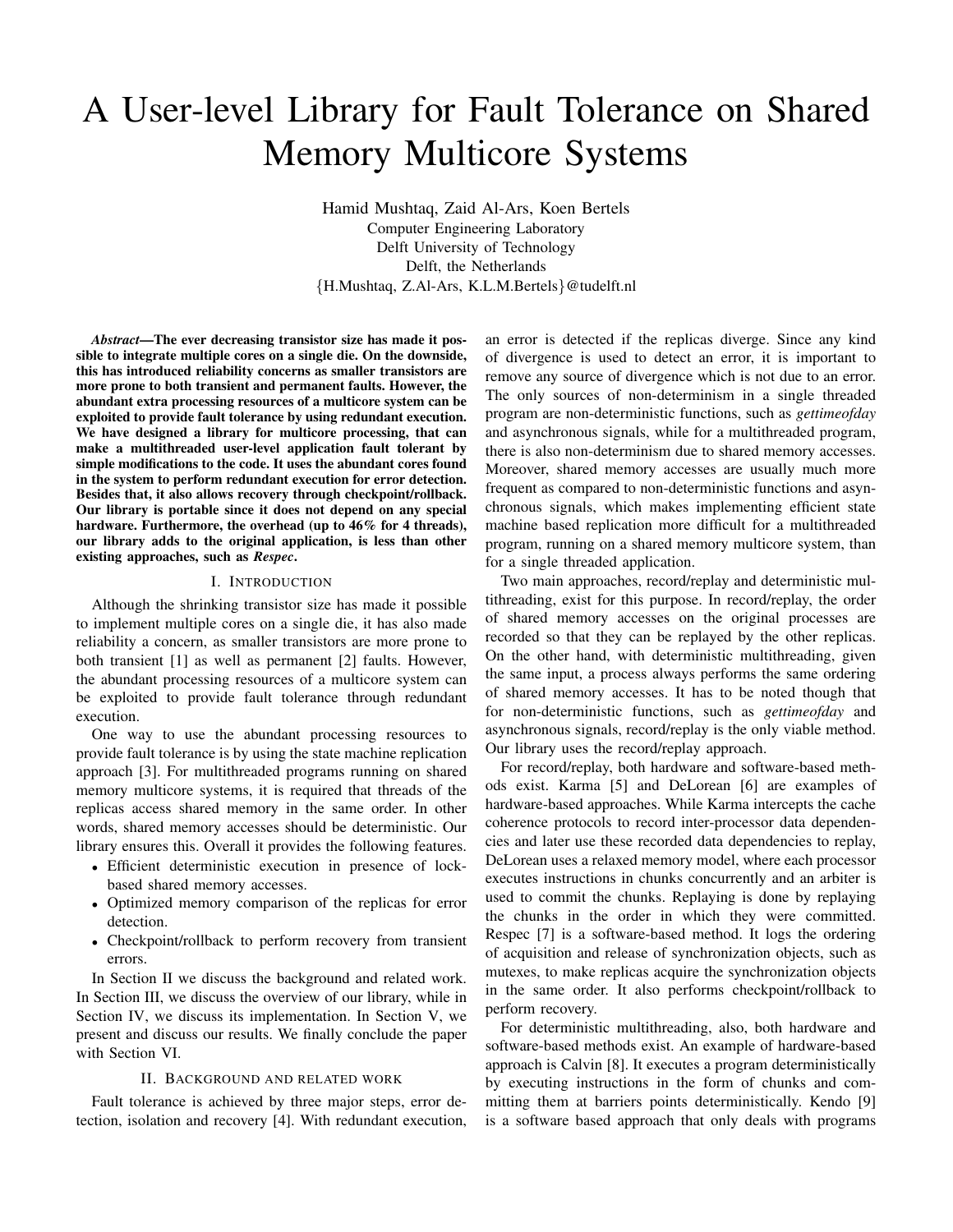// A User-level Library for Fault Tolerance on Shared Memory Multicore Systems

Hamid Mushtaq, Zaid Al-Ars, Koen Bertels
Computer Engineering Laboratory
Delft University of Technology
Delft, the Netherlands
{H.Mushtaq, Z.Al-Ars, K.L.M.Bertels}@tudelft.nl

***Abstract*—The ever decreasing transistor size has made it possible to integrate multiple cores on a single die. On the downside, this has introduced reliability concerns as smaller transistors are more prone to both transient and permanent faults. However, the abundant extra processing resources of a multicore system can be exploited to provide fault tolerance by using redundant execution. We have designed a library for multicore processing, that can make a multithreaded user-level application fault tolerant by simple modifications to the code. It uses the abundant cores found in the system to perform redundant execution for error detection. Besides that, it also allows recovery through checkpoint/rollback. Our library is portable since it does not depend on any special hardware. Furthermore, the overhead (up to 46% for 4 threads), our library adds to the original application, is less than other existing approaches, such as *Respec*.**

## I. Introduction

Although the shrinking transistor size has made it possible to implement multiple cores on a single die, it has also made reliability a concern, as smaller transistors are more prone to both transient [1] as well as permanent [2] faults. However, the abundant processing resources of a multicore system can be exploited to provide fault tolerance through redundant execution.

One way to use the abundant processing resources to provide fault tolerance is by using the state machine replication approach [3]. For multithreaded programs running on shared memory multicore systems, it is required that threads of the replicas access shared memory in the same order. In other words, shared memory accesses should be deterministic. Our library ensures this. Overall it provides the following features.

- Efficient deterministic execution in presence of lock-based shared memory accesses.
- Optimized memory comparison of the replicas for error detection.
- Checkpoint/rollback to perform recovery from transient errors.

In Section II we discuss the background and related work. In Section III, we discuss the overview of our library, while in Section IV, we discuss its implementation. In Section V, we present and discuss our results. We finally conclude the paper with Section VI.

## II. Background and related work

Fault tolerance is achieved by three major steps, error detection, isolation and recovery [4]. With redundant execution, an error is detected if the replicas diverge. Since any kind of divergence is used to detect an error, it is important to remove any source of divergence which is not due to an error. The only sources of non-determinism in a single threaded program are non-deterministic functions, such as *gettimeofday* and asynchronous signals, while for a multithreaded program, there is also non-determinism due to shared memory accesses. Moreover, shared memory accesses are usually much more frequent as compared to non-deterministic functions and asynchronous signals, which makes implementing efficient state machine based replication more difficult for a multithreaded program, running on a shared memory multicore system, than for a single threaded application.

Two main approaches, record/replay and deterministic multithreading, exist for this purpose. In record/replay, the order of shared memory accesses on the original processes are recorded so that they can be replayed by the other replicas. On the other hand, with deterministic multithreading, given the same input, a process always performs the same ordering of shared memory accesses. It has to be noted though that for non-deterministic functions, such as *gettimeofday* and asynchronous signals, record/replay is the only viable method. Our library uses the record/replay approach.

For record/replay, both hardware and software-based methods exist. Karma [5] and DeLorean [6] are examples of hardware-based approaches. While Karma intercepts the cache coherence protocols to record inter-processor data dependencies and later use these recorded data dependencies to replay, DeLorean uses a relaxed memory model, where each processor executes instructions in chunks concurrently and an arbiter is used to commit the chunks. Replaying is done by replaying the chunks in the order in which they were committed. Respec [7] is a software-based method. It logs the ordering of acquisition and release of synchronization objects, such as mutexes, to make replicas acquire the synchronization objects in the same order. It also performs checkpoint/rollback to perform recovery.

For deterministic multithreading, also, both hardware and software-based methods exist. An example of hardware-based approach is Calvin [8]. It executes a program deterministically by executing instructions in the form of chunks and committing them at barriers points deterministically. Kendo [9] is a software based approach that only deals with programs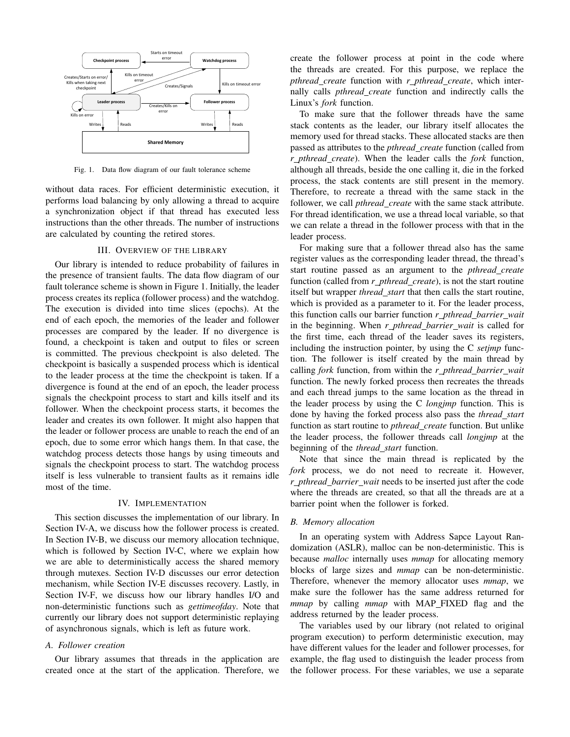Fig. 1. Data flow diagram of our fault tolerance scheme

without data races. For efficient deterministic execution, it performs load balancing by only allowing a thread to acquire a synchronization object if that thread has executed less instructions than the other threads. The number of instructions are calculated by counting the retired stores.

## III. Overview of the library

Our library is intended to reduce probability of failures in the presence of transient faults. The data flow diagram of our fault tolerance scheme is shown in Figure 1. Initially, the leader process creates its replica (follower process) and the watchdog. The execution is divided into time slices (epochs). At the end of each epoch, the memories of the leader and follower processes are compared by the leader. If no divergence is found, a checkpoint is taken and output to files or screen is committed. The previous checkpoint is also deleted. The checkpoint is basically a suspended process which is identical to the leader process at the time the checkpoint is taken. If a divergence is found at the end of an epoch, the leader process signals the checkpoint process to start and kills itself and its follower. When the checkpoint process starts, it becomes the leader and creates its own follower. It might also happen that the leader or follower process are unable to reach the end of an epoch, due to some error which hangs them. In that case, the watchdog process detects those hangs by using timeouts and signals the checkpoint process to start. The watchdog process itself is less vulnerable to transient faults as it remains idle most of the time.

## IV. Implementation

This section discusses the implementation of our library. In Section IV-A, we discuss how the follower process is created. In Section IV-B, we discuss our memory allocation technique, which is followed by Section IV-C, where we explain how we are able to deterministically access the shared memory through mutexes. Section IV-D discusses our error detection mechanism, while Section IV-E discusses recovery. Lastly, in Section IV-F, we discuss how our library handles I/O and non-deterministic functions such as *gettimeofday*. Note that currently our library does not support deterministic replaying of asynchronous signals, which is left as future work.

### A. Follower creation

Our library assumes that threads in the application are created once at the start of the application. Therefore, we create the follower process at point in the code where the threads are created. For this purpose, we replace the *pthread_create* function with *r_pthread_create*, which internally calls *pthread_create* function and indirectly calls the Linux's *fork* function.

To make sure that the follower threads have the same stack contents as the leader, our library itself allocates the memory used for thread stacks. These allocated stacks are then passed as attributes to the *pthread_create* function (called from *r_pthread_create*). When the leader calls the *fork* function, although all threads, beside the one calling it, die in the forked process, the stack contents are still present in the memory. Therefore, to recreate a thread with the same stack in the follower, we call *pthread_create* with the same stack attribute. For thread identification, we use a thread local variable, so that we can relate a thread in the follower process with that in the leader process.

For making sure that a follower thread also has the same register values as the corresponding leader thread, the thread's start routine passed as an argument to the *pthread_create* function (called from *r_pthread_create*), is not the start routine itself but wrapper *thread_start* that then calls the start routine, which is provided as a parameter to it. For the leader process, this function calls our barrier function *r_pthread_barrier_wait* in the beginning. When *r_pthread_barrier_wait* is called for the first time, each thread of the leader saves its registers, including the instruction pointer, by using the C *setjmp* function. The follower is itself created by the main thread by calling *fork* function, from within the *r_pthread_barrier_wait* function. The newly forked process then recreates the threads and each thread jumps to the same location as the thread in the leader process by using the C *longjmp* function. This is done by having the forked process also pass the *thread_start* function as start routine to *pthread_create* function. But unlike the leader process, the follower threads call *longjmp* at the beginning of the *thread_start* function.

Note that since the main thread is replicated by the *fork* process, we do not need to recreate it. However, *r_pthread_barrier_wait* needs to be inserted just after the code where the threads are created, so that all the threads are at a barrier point when the follower is forked.

### B. Memory allocation

In an operating system with Address Sapce Layout Randomization (ASLR), malloc can be non-deterministic. This is because *malloc* internally uses *mmap* for allocating memory blocks of large sizes and *mmap* can be non-deterministic. Therefore, whenever the memory allocator uses *mmap*, we make sure the follower has the same address returned for *mmap* by calling *mmap* with MAP_FIXED flag and the address returned by the leader process.

The variables used by our library (not related to original program execution) to perform deterministic execution, may have different values for the leader and follower processes, for example, the flag used to distinguish the leader process from the follower process. For these variables, we use a separate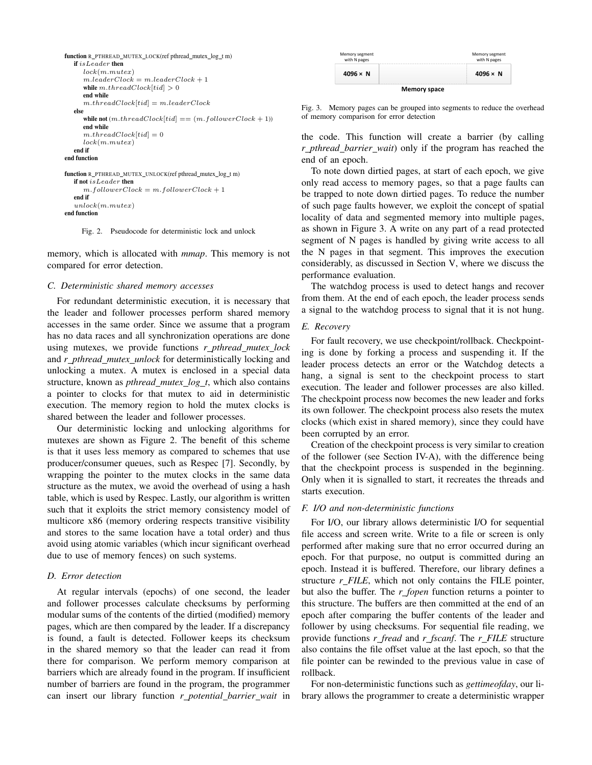```
function R_PTHREAD_MUTEX_LOCK(ref pthread_mutex_log_t m)
    if isLeader then
        lock(m.mutex)
        m.leaderClock = m.leaderClock + 1
        while m.threadClock[tid] > 0
        end while
        m.threadClock[tid] = m.leaderClock
    else
        while not (m.threadClock[tid] == (m.followerClock + 1))
        end while
        m.threadClock[tid] = 0
        lock(m.mutex)
    end if
end function

function R_PTHREAD_MUTEX_UNLOCK(ref pthread_mutex_log_t m)
    if not isLeader then
        m.followerClock = m.followerClock + 1
    end if
    unlock(m.mutex)
end function
```

Fig. 2. Pseudocode for deterministic lock and unlock

memory, which is allocated with *mmap*. This memory is not compared for error detection.

### C. Deterministic shared memory accesses

For redundant deterministic execution, it is necessary that the leader and follower processes perform shared memory accesses in the same order. Since we assume that a program has no data races and all synchronization operations are done using mutexes, we provide functions *r_pthread_mutex_lock* and *r_pthread_mutex_unlock* for deterministically locking and unlocking a mutex. A mutex is enclosed in a special data structure, known as *pthread_mutex_log_t*, which also contains a pointer to clocks for that mutex to aid in deterministic execution. The memory region to hold the mutex clocks is shared between the leader and follower processes.

Our deterministic locking and unlocking algorithms for mutexes are shown as Figure 2. The benefit of this scheme is that it uses less memory as compared to schemes that use producer/consumer queues, such as Respec [7]. Secondly, by wrapping the pointer to the mutex clocks in the same data structure as the mutex, we avoid the overhead of using a hash table, which is used by Respec. Lastly, our algorithm is written such that it exploits the strict memory consistency model of multicore x86 (memory ordering respects transitive visibility and stores to the same location have a total order) and thus avoid using atomic variables (which incur significant overhead due to use of memory fences) on such systems.

### D. Error detection

At regular intervals (epochs) of one second, the leader and follower processes calculate checksums by performing modular sums of the contents of the dirtied (modified) memory pages, which are then compared by the leader. If a discrepancy is found, a fault is detected. Follower keeps its checksum in the shared memory so that the leader can read it from there for comparison. We perform memory comparison at barriers which are already found in the program. If insufficient number of barriers are found in the program, the programmer can insert our library function *r_potential_barrier_wait* in the code. This function will create a barrier (by calling *r_pthread_barrier_wait*) only if the program has reached the end of an epoch.

Memory segment with N pages

4096 × N

Memory segment with N pages

4096 × N

Memory space

Fig. 3. Memory pages can be grouped into segments to reduce the overhead of memory comparison for error detection

To note down dirtied pages, at start of each epoch, we give only read access to memory pages, so that a page faults can be trapped to note down dirtied pages. To reduce the number of such page faults however, we exploit the concept of spatial locality of data and segmented memory into multiple pages, as shown in Figure 3. A write on any part of a read protected segment of N pages is handled by giving write access to all the N pages in that segment. This improves the execution considerably, as discussed in Section V, where we discuss the performance evaluation.

The watchdog process is used to detect hangs and recover from them. At the end of each epoch, the leader process sends a signal to the watchdog process to signal that it is not hung.

### E. Recovery

For fault recovery, we use checkpoint/rollback. Checkpointing is done by forking a process and suspending it. If the leader process detects an error or the Watchdog detects a hang, a signal is sent to the checkpoint process to start execution. The leader and follower processes are also killed. The checkpoint process now becomes the new leader and forks its own follower. The checkpoint process also resets the mutex clocks (which exist in shared memory), since they could have been corrupted by an error.

Creation of the checkpoint process is very similar to creation of the follower (see Section IV-A), with the difference being that the checkpoint process is suspended in the beginning. Only when it is signalled to start, it recreates the threads and starts execution.

### F. I/O and non-deterministic functions

For I/O, our library allows deterministic I/O for sequential file access and screen write. Write to a file or screen is only performed after making sure that no error occurred during an epoch. For that purpose, no output is committed during an epoch. Instead it is buffered. Therefore, our library defines a structure *r_FILE*, which not only contains the FILE pointer, but also the buffer. The *r_fopen* function returns a pointer to this structure. The buffers are then committed at the end of an epoch after comparing the buffer contents of the leader and follower by using checksums. For sequential file reading, we provide functions *r_fread* and *r_fscanf*. The *r_FILE* structure also contains the file offset value at the last epoch, so that the file pointer can be rewinded to the previous value in case of rollback.

For non-deterministic functions such as *gettimeofday*, our library allows the programmer to create a deterministic wrapper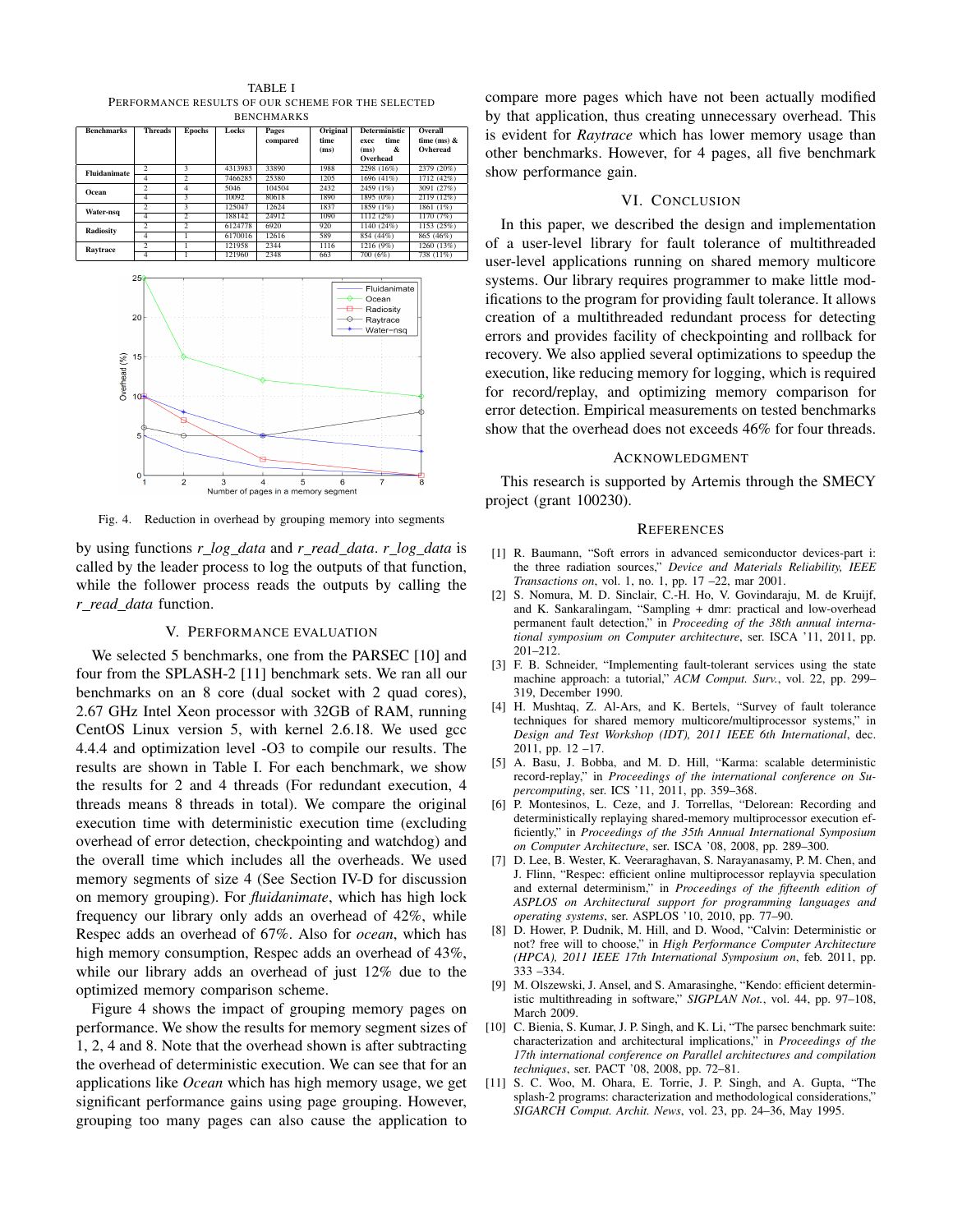TABLE I
PERFORMANCE RESULTS OF OUR SCHEME FOR THE SELECTED BENCHMARKS

| Benchmarks | Threads | Epochs | Locks | Pages compared | Original time (ms) | Deterministic exec time (ms) & Overhead | Overall time (ms) & Overhead |
|---|---|---|---|---|---|---|---|
| Fluidanimate | 2 | 3 | 4313983 | 33890 | 1988 | 2298 (16%) | 2379 (20%) |
| | 4 | 2 | 7466285 | 25380 | 1205 | 1696 (41%) | 1712 (42%) |
| Ocean | 2 | 4 | 5046 | 104504 | 2432 | 2459 (1%) | 3091 (27%) |
| | 4 | 3 | 10092 | 80618 | 1890 | 1895 (0%) | 2119 (12%) |
| Water-nsq | 2 | 3 | 125047 | 12624 | 1837 | 1859 (1%) | 1861 (1%) |
| | 4 | 2 | 188142 | 24912 | 1090 | 1112 (2%) | 1170 (7%) |
| Radiosity | 2 | 2 | 6124778 | 6920 | 920 | 1140 (24%) | 1153 (25%) |
| | 4 | 1 | 6170016 | 12616 | 589 | 854 (44%) | 865 (46%) |
| Raytrace | 2 | 1 | 121958 | 2344 | 1116 | 1216 (9%) | 1260 (13%) |
| | 4 | 1 | 121960 | 2348 | 663 | 700 (6%) | 738 (11%) |

Fluidanimate
Ocean
Radiosity
Raytrace
Water-nsq

Overhead (%)

25
20
15
10
5
0

1 2 3 4 5 6 7 8

Number of pages in a memory segment

Fig. 4. Reduction in overhead by grouping memory into segments

by using functions *r_log_data* and *r_read_data*. *r_log_data* is called by the leader process to log the outputs of that function, while the follower process reads the outputs by calling the *r_read_data* function.

## V. Performance Evaluation

We selected 5 benchmarks, one from the PARSEC [10] and four from the SPLASH-2 [11] benchmark sets. We ran all our benchmarks on an 8 core (dual socket with 2 quad cores), 2.67 GHz Intel Xeon processor with 32GB of RAM, running CentOS Linux version 5, with kernel 2.6.18. We used gcc 4.4.4 and optimization level -O3 to compile our results. The results are shown in Table I. For each benchmark, we show the results for 2 and 4 threads (For redundant execution, 4 threads means 8 threads in total). We compare the original execution time with deterministic execution time (excluding overhead of error detection, checkpointing and watchdog) and the overall time which includes all the overheads. We used memory segments of size 4 (See Section IV-D for discussion on memory grouping). For *fluidanimate*, which has high lock frequency our library only adds an overhead of 42%, while Respec adds an overhead of 67%. Also for *ocean*, which has high memory consumption, Respec adds an overhead of 43%, while our library adds an overhead of just 12% due to the optimized memory comparison scheme.

Figure 4 shows the impact of grouping memory pages on performance. We show the results for memory segment sizes of 1, 2, 4 and 8. Note that the overhead shown is after subtracting the overhead of deterministic execution. We can see that for an applications like *Ocean* which has high memory usage, we get significant performance gains using page grouping. However, grouping too many pages can also cause the application to compare more pages which have not been actually modified by that application, thus creating unnecessary overhead. This is evident for *Raytrace* which has lower memory usage than other benchmarks. However, for 4 pages, all five benchmark show performance gain.

## VI. Conclusion

In this paper, we described the design and implementation of a user-level library for fault tolerance of multithreaded user-level applications running on shared memory multicore systems. Our library requires programmer to make little modifications to the program for providing fault tolerance. It allows creation of a multithreaded redundant process for detecting errors and provides facility of checkpointing and rollback for recovery. We also applied several optimizations to speedup the execution, like reducing memory for logging, which is required for record/replay, and optimizing memory comparison for error detection. Empirical measurements on tested benchmarks show that the overhead does not exceeds 46% for four threads.

## Acknowledgment

This research is supported by Artemis through the SMECY project (grant 100230).

## References

[1] R. Baumann, "Soft errors in advanced semiconductor devices-part i: the three radiation sources," *Device and Materials Reliability, IEEE Transactions on*, vol. 1, no. 1, pp. 17 –22, mar 2001.

[2] S. Nomura, M. D. Sinclair, C.-H. Ho, V. Govindaraju, M. de Kruijf, and K. Sankaralingam, "Sampling + dmr: practical and low-overhead permanent fault detection," in *Proceeding of the 38th annual international symposium on Computer architecture*, ser. ISCA '11, 2011, pp. 201–212.

[3] F. B. Schneider, "Implementing fault-tolerant services using the state machine approach: a tutorial," *ACM Comput. Surv.*, vol. 22, pp. 299–319, December 1990.

[4] H. Mushtaq, Z. Al-Ars, and K. Bertels, "Survey of fault tolerance techniques for shared memory multicore/multiprocessor systems," in *Design and Test Workshop (IDT), 2011 IEEE 6th International*, dec. 2011, pp. 12 –17.

[5] A. Basu, J. Bobba, and M. D. Hill, "Karma: scalable deterministic record-replay," in *Proceedings of the international conference on Supercomputing*, ser. ICS '11, 2011, pp. 359–368.

[6] P. Montesinos, L. Ceze, and J. Torrellas, "Delorean: Recording and deterministically replaying shared-memory multiprocessor execution efficiently," in *Proceedings of the 35th Annual International Symposium on Computer Architecture*, ser. ISCA '08, 2008, pp. 289–300.

[7] D. Lee, B. Wester, K. Veeraraghavan, S. Narayanasamy, P. M. Chen, and J. Flinn, "Respec: efficient online multiprocessor replayvia speculation and external determinism," in *Proceedings of the fifteenth edition of ASPLOS on Architectural support for programming languages and operating systems*, ser. ASPLOS '10, 2010, pp. 77–90.

[8] D. Hower, P. Dudnik, M. Hill, and D. Wood, "Calvin: Deterministic or not? free will to choose," in *High Performance Computer Architecture (HPCA), 2011 IEEE 17th International Symposium on*, feb. 2011, pp. 333 –334.

[9] M. Olszewski, J. Ansel, and S. Amarasinghe, "Kendo: efficient deterministic multithreading in software," *SIGPLAN Not.*, vol. 44, pp. 97–108, March 2009.

[10] C. Bienia, S. Kumar, J. P. Singh, and K. Li, "The parsec benchmark suite: characterization and architectural implications," in *Proceedings of the 17th international conference on Parallel architectures and compilation techniques*, ser. PACT '08, 2008, pp. 72–81.

[11] S. C. Woo, M. Ohara, E. Torrie, J. P. Singh, and A. Gupta, "The splash-2 programs: characterization and methodological considerations," *SIGARCH Comput. Archit. News*, vol. 23, pp. 24–36, May 1995.